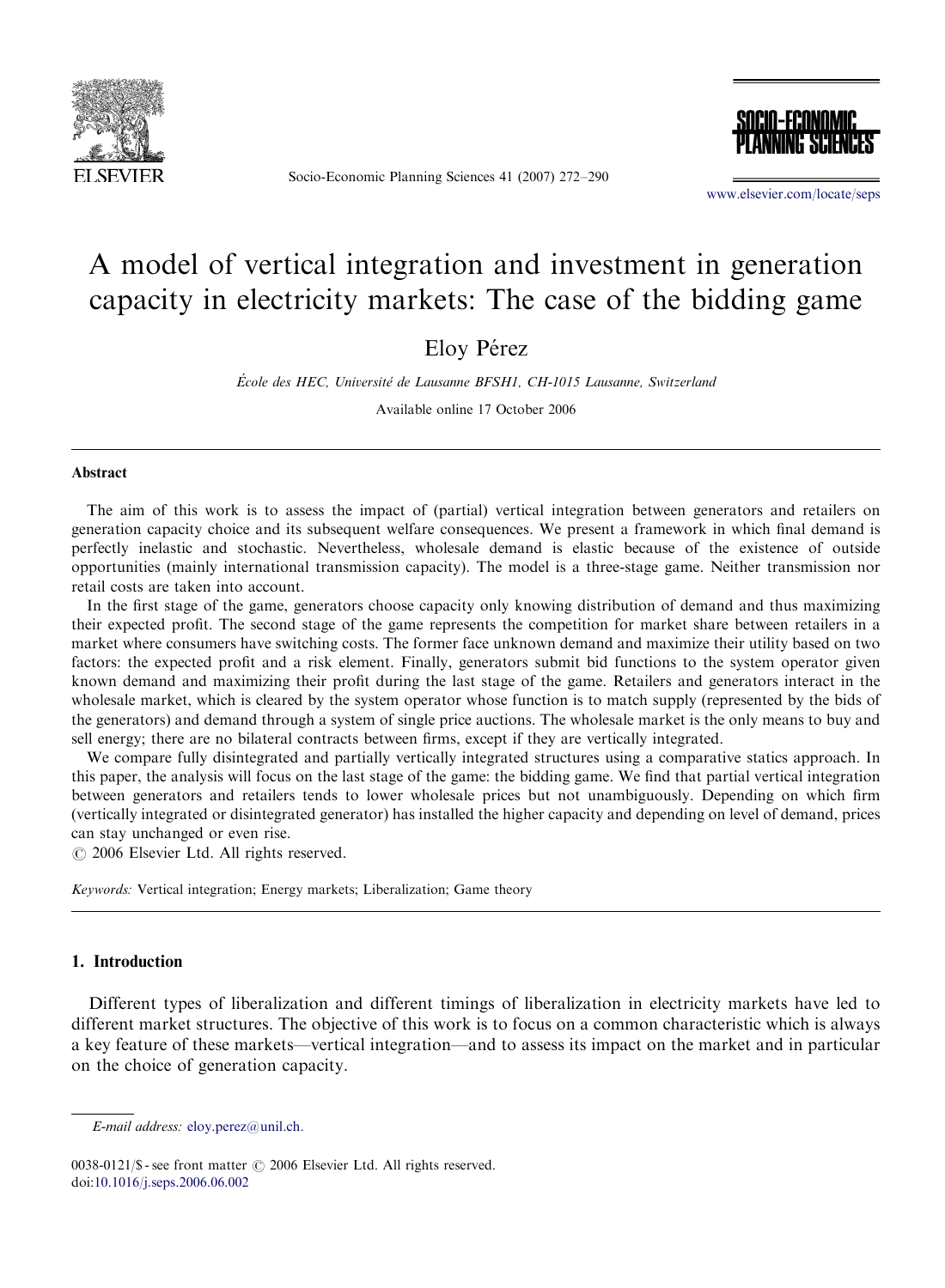# A model of vertical integration and investment in generation capacity in electricity markets: The case of the bidding game

Eloy Pérez

*École des HEC, Université de Lausanne BFSH1, CH-1015 Lausanne, Switzerland*

Available online 17 October 2006

## Abstract

The aim of this work is to assess the impact of (partial) vertical integration between generators and retailers on generation capacity choice and its subsequent welfare consequences. We present a framework in which final demand is perfectly inelastic and stochastic. Nevertheless, wholesale demand is elastic because of the existence of outside opportunities (mainly international transmission capacity). The model is a three-stage game. Neither transmission nor retail costs are taken into account.

In the first stage of the game, generators choose capacity only knowing distribution of demand and thus maximizing their expected profit. The second stage of the game represents the competition for market share between retailers in a market where consumers have switching costs. The former face unknown demand and maximize their utility based on two factors: the expected profit and a risk element. Finally, generators submit bid functions to the system operator given known demand and maximizing their profit during the last stage of the game. Retailers and generators interact in the wholesale market, which is cleared by the system operator whose function is to match supply (represented by the bids of the generators) and demand through a system of single price auctions. The wholesale market is the only means to buy and sell energy; there are no bilateral contracts between firms, except if they are vertically integrated.

We compare fully disintegrated and partially vertically integrated structures using a comparative statics approach. In this paper, the analysis will focus on the last stage of the game: the bidding game. We find that partial vertical integration between generators and retailers tends to lower wholesale prices but not unambiguously. Depending on which firm (vertically integrated or disintegrated generator) has installed the higher capacity and depending on level of demand, prices can stay unchanged or even rise.

© 2006 Elsevier Ltd. All rights reserved.

*Keywords:* Vertical integration; Energy markets; Liberalization; Game theory

## 1. Introduction

Different types of liberalization and different timings of liberalization in electricity markets have led to different market structures. The objective of this work is to focus on a common characteristic which is always a key feature of these markets—vertical integration—and to assess its impact on the market and in particular on the choice of generation capacity.

*E-mail address:* eloy.perez@unil.ch.

0038-0121/$ - see front matter © 2006 Elsevier Ltd. All rights reserved.
doi:10.1016/j.seps.2006.06.002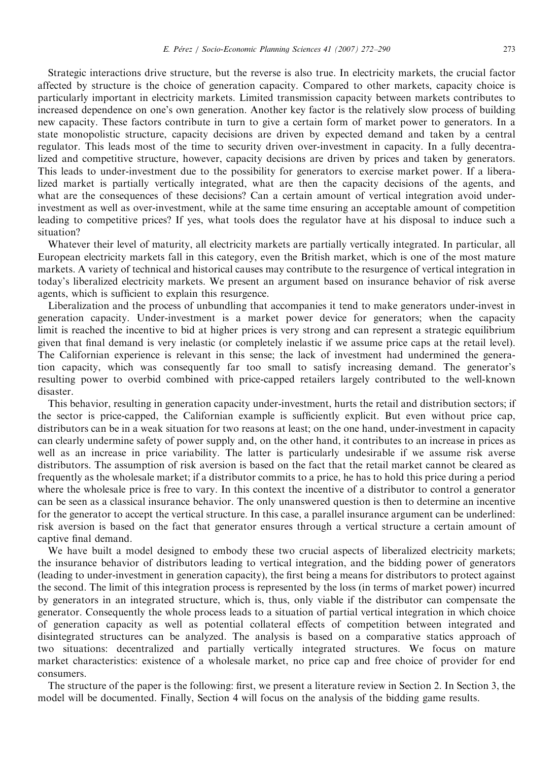Strategic interactions drive structure, but the reverse is also true. In electricity markets, the crucial factor affected by structure is the choice of generation capacity. Compared to other markets, capacity choice is particularly important in electricity markets. Limited transmission capacity between markets contributes to increased dependence on one's own generation. Another key factor is the relatively slow process of building new capacity. These factors contribute in turn to give a certain form of market power to generators. In a state monopolistic structure, capacity decisions are driven by expected demand and taken by a central regulator. This leads most of the time to security driven over-investment in capacity. In a fully decentralized and competitive structure, however, capacity decisions are driven by prices and taken by generators. This leads to under-investment due to the possibility for generators to exercise market power. If a liberalized market is partially vertically integrated, what are then the capacity decisions of the agents, and what are the consequences of these decisions? Can a certain amount of vertical integration avoid under-investment as well as over-investment, while at the same time ensuring an acceptable amount of competition leading to competitive prices? If yes, what tools does the regulator have at his disposal to induce such a situation?

Whatever their level of maturity, all electricity markets are partially vertically integrated. In particular, all European electricity markets fall in this category, even the British market, which is one of the most mature markets. A variety of technical and historical causes may contribute to the resurgence of vertical integration in today's liberalized electricity markets. We present an argument based on insurance behavior of risk averse agents, which is sufficient to explain this resurgence.

Liberalization and the process of unbundling that accompanies it tend to make generators under-invest in generation capacity. Under-investment is a market power device for generators; when the capacity limit is reached the incentive to bid at higher prices is very strong and can represent a strategic equilibrium given that final demand is very inelastic (or completely inelastic if we assume price caps at the retail level). The Californian experience is relevant in this sense; the lack of investment had undermined the generation capacity, which was consequently far too small to satisfy increasing demand. The generator's resulting power to overbid combined with price-capped retailers largely contributed to the well-known disaster.

This behavior, resulting in generation capacity under-investment, hurts the retail and distribution sectors; if the sector is price-capped, the Californian example is sufficiently explicit. But even without price cap, distributors can be in a weak situation for two reasons at least; on the one hand, under-investment in capacity can clearly undermine safety of power supply and, on the other hand, it contributes to an increase in prices as well as an increase in price variability. The latter is particularly undesirable if we assume risk averse distributors. The assumption of risk aversion is based on the fact that the retail market cannot be cleared as frequently as the wholesale market; if a distributor commits to a price, he has to hold this price during a period where the wholesale price is free to vary. In this context the incentive of a distributor to control a generator can be seen as a classical insurance behavior. The only unanswered question is then to determine an incentive for the generator to accept the vertical structure. In this case, a parallel insurance argument can be underlined: risk aversion is based on the fact that generator ensures through a vertical structure a certain amount of captive final demand.

We have built a model designed to embody these two crucial aspects of liberalized electricity markets; the insurance behavior of distributors leading to vertical integration, and the bidding power of generators (leading to under-investment in generation capacity), the first being a means for distributors to protect against the second. The limit of this integration process is represented by the loss (in terms of market power) incurred by generators in an integrated structure, which is, thus, only viable if the distributor can compensate the generator. Consequently the whole process leads to a situation of partial vertical integration in which choice of generation capacity as well as potential collateral effects of competition between integrated and disintegrated structures can be analyzed. The analysis is based on a comparative statics approach of two situations: decentralized and partially vertically integrated structures. We focus on mature market characteristics: existence of a wholesale market, no price cap and free choice of provider for end consumers.

The structure of the paper is the following: first, we present a literature review in Section 2. In Section 3, the model will be documented. Finally, Section 4 will focus on the analysis of the bidding game results.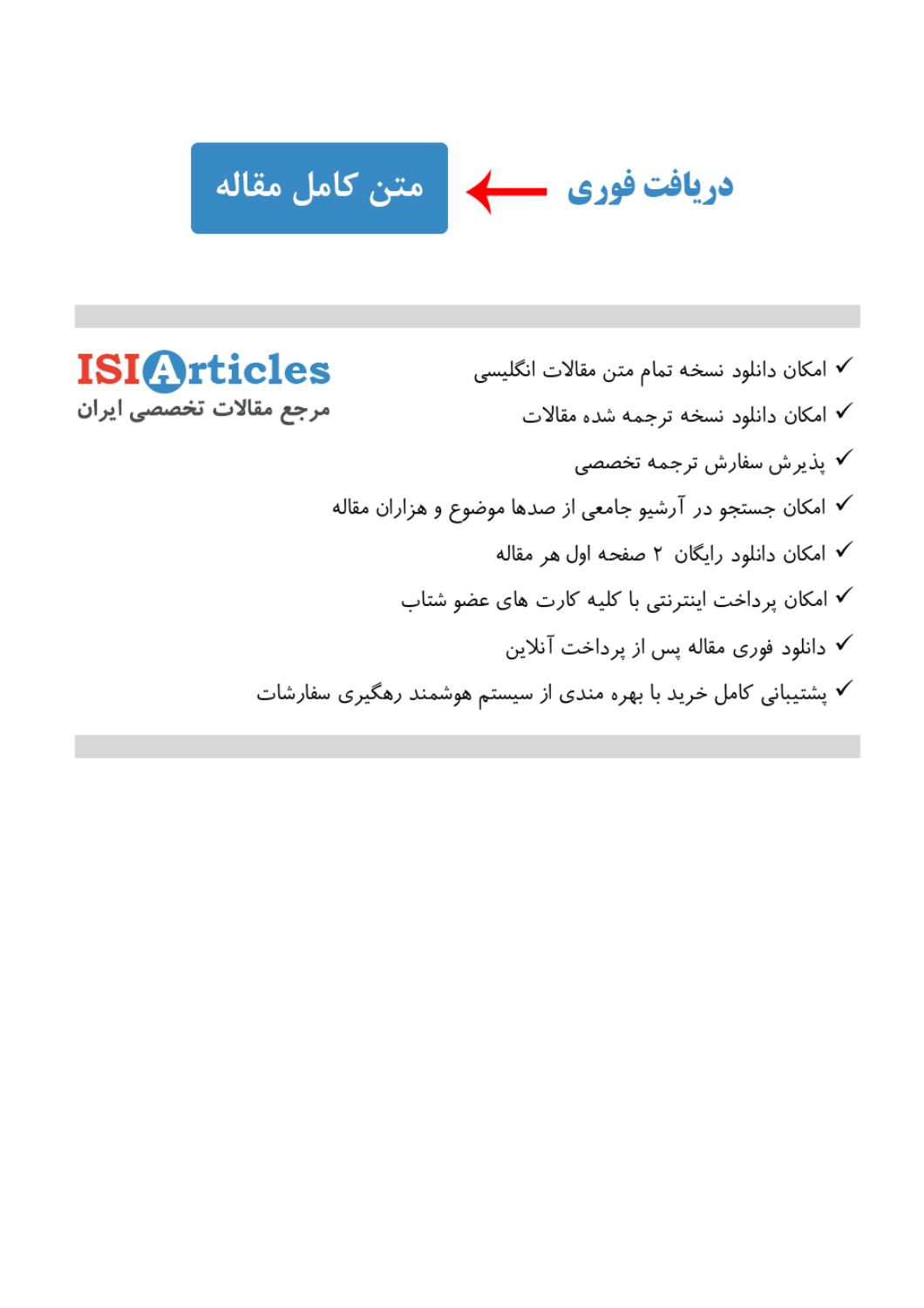دریافت فوری ← متن کامل مقاله

**ISIArticles**
مرجع مقالات تخصصی ایران

- ✓ امکان دانلود نسخه تمام متن مقالات انگلیسی
- ✓ امکان دانلود نسخه ترجمه شده مقالات
- ✓ پذیرش سفارش ترجمه تخصصی
- ✓ امکان جستجو در آرشیو جامعی از صدها موضوع و هزاران مقاله
- ✓ امکان دانلود رایگان ۲ صفحه اول هر مقاله
- ✓ امکان پرداخت اینترنتی با کلیه کارت های عضو شتاب
- ✓ دانلود فوری مقاله پس از پرداخت آنلاین
- ✓ پشتیبانی کامل خرید با بهره مندی از سیستم هوشمند رهگیری سفارشات